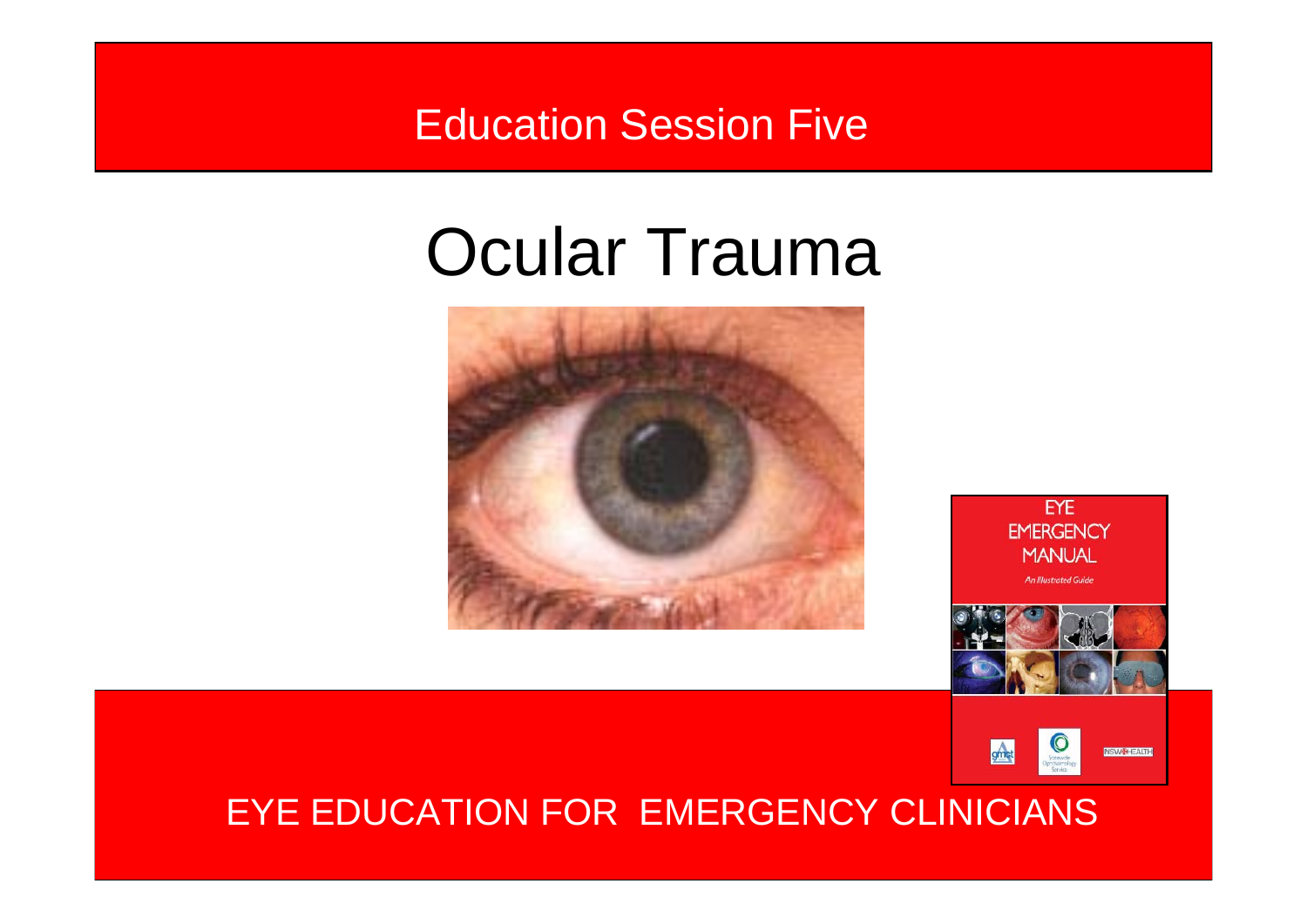Education Session Five

# Ocular Trauma

EYE EDUCATION FOR EMERGENCY CLINICIANS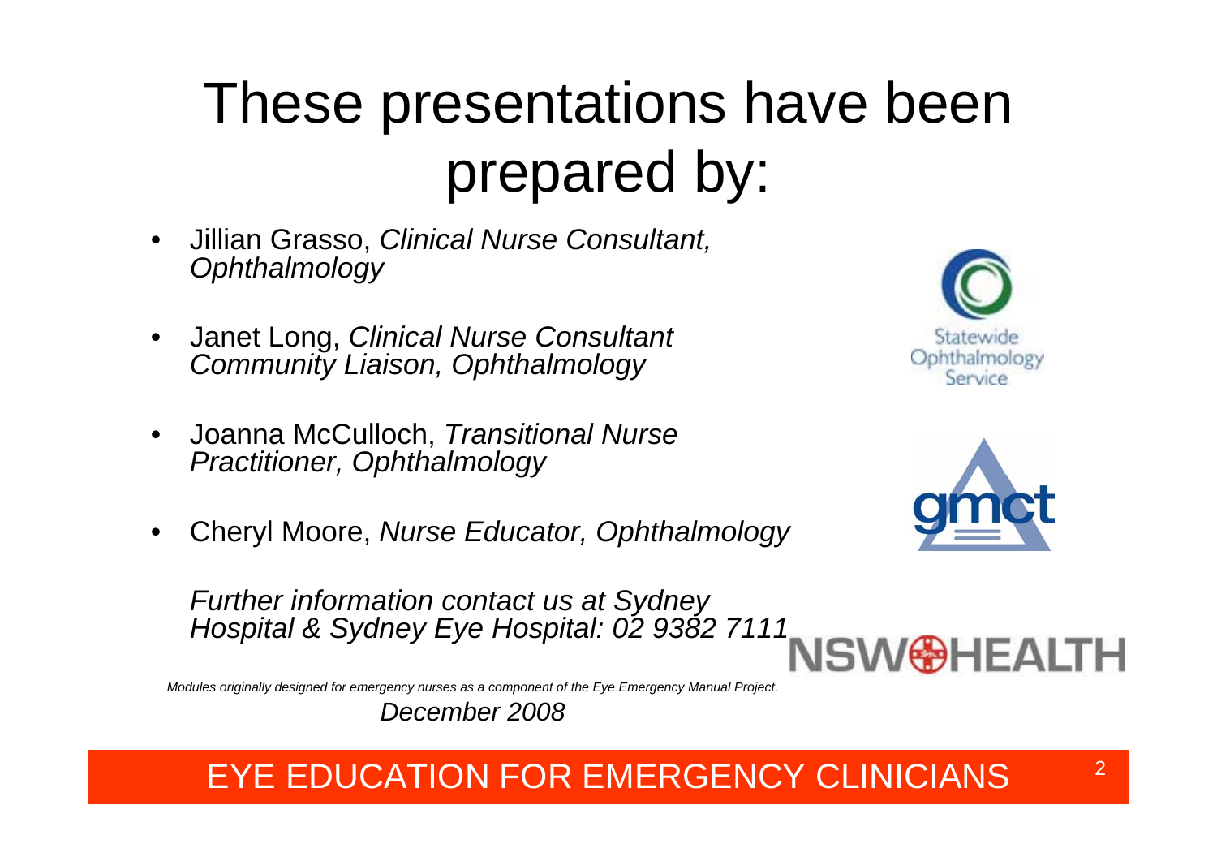# These presentations have been prepared by:

- Jillian Grasso, *Clinical Nurse Consultant, Ophthalmology*
- Janet Long, *Clinical Nurse Consultant Community Liaison, Ophthalmology*
- Joanna McCulloch, *Transitional Nurse Practitioner, Ophthalmology*
- Cheryl Moore, *Nurse Educator, Ophthalmology*

*Further information contact us at Sydney Hospital & Sydney Eye Hospital: 02 9382 7111*

Statewide Ophthalmology Service

gmct

NSW HEALTH

*Modules originally designed for emergency nurses as a component of the Eye Emergency Manual Project.*

*December 2008*

EYE EDUCATION FOR EMERGENCY CLINICIANS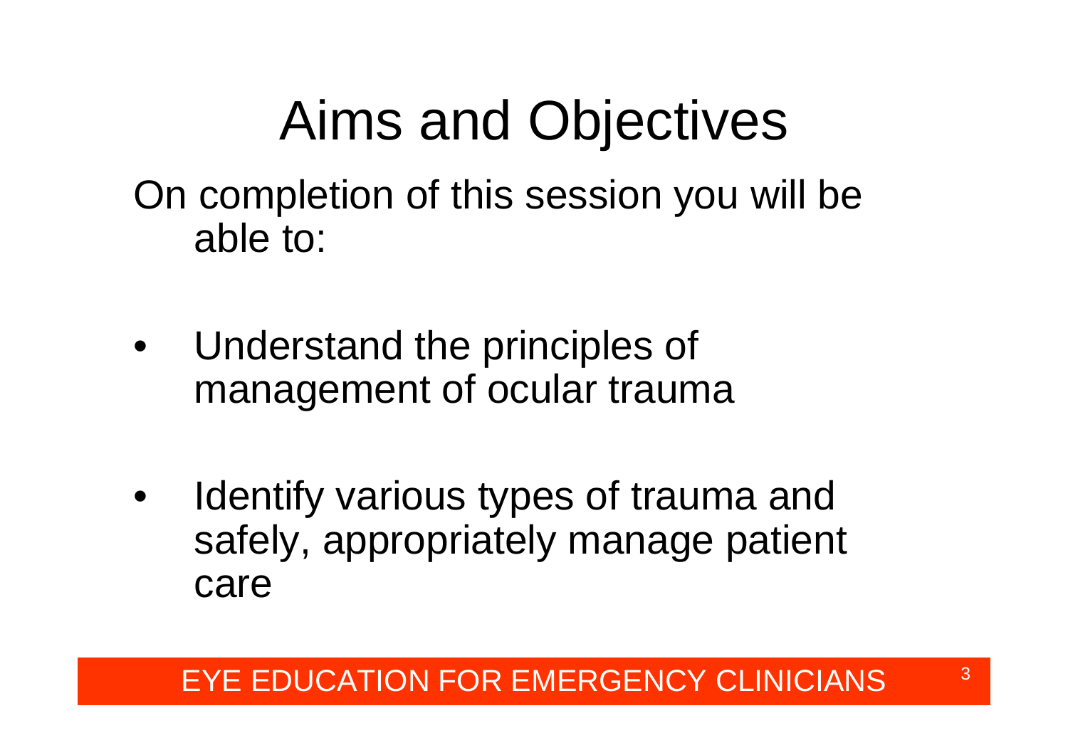# Aims and Objectives

On completion of this session you will be able to:

- Understand the principles of management of ocular trauma
- Identify various types of trauma and safely, appropriately manage patient care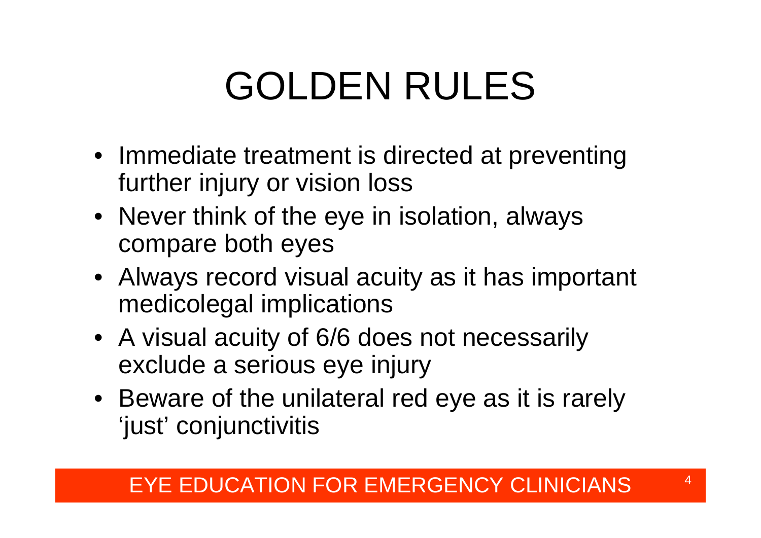# GOLDEN RULES

- Immediate treatment is directed at preventing further injury or vision loss
- Never think of the eye in isolation, always compare both eyes
- Always record visual acuity as it has important medicolegal implications
- A visual acuity of 6/6 does not necessarily exclude a serious eye injury
- Beware of the unilateral red eye as it is rarely ‘just’ conjunctivitis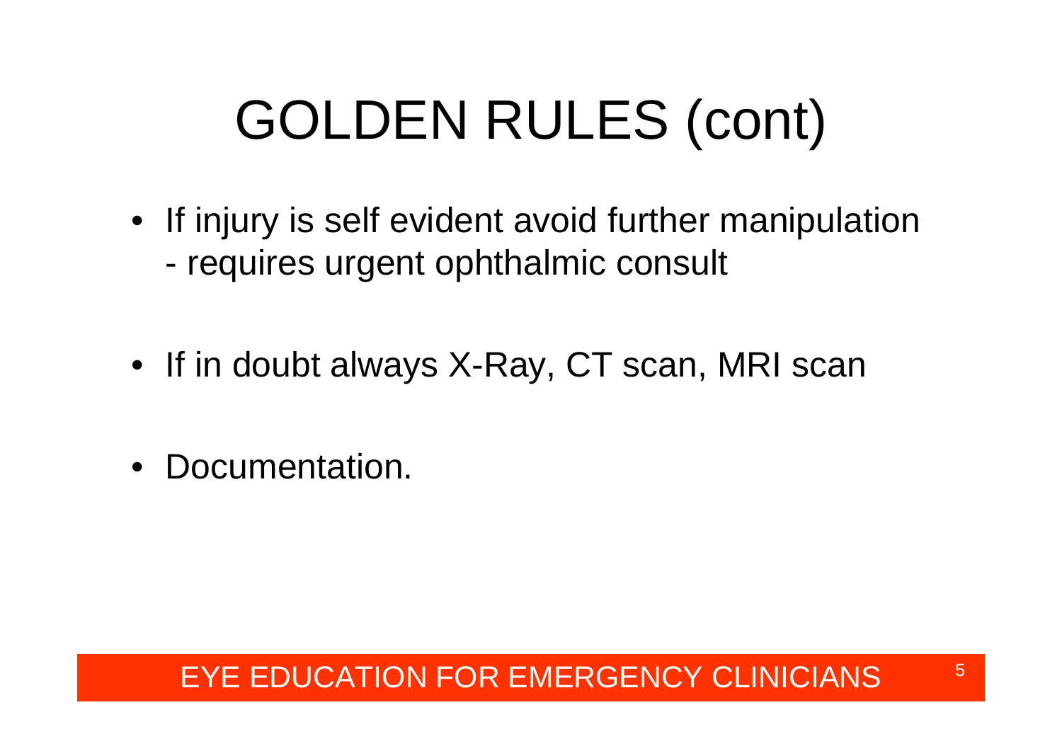# GOLDEN RULES (cont)

- If injury is self evident avoid further manipulation
  - requires urgent ophthalmic consult

- If in doubt always X-Ray, CT scan, MRI scan

- Documentation.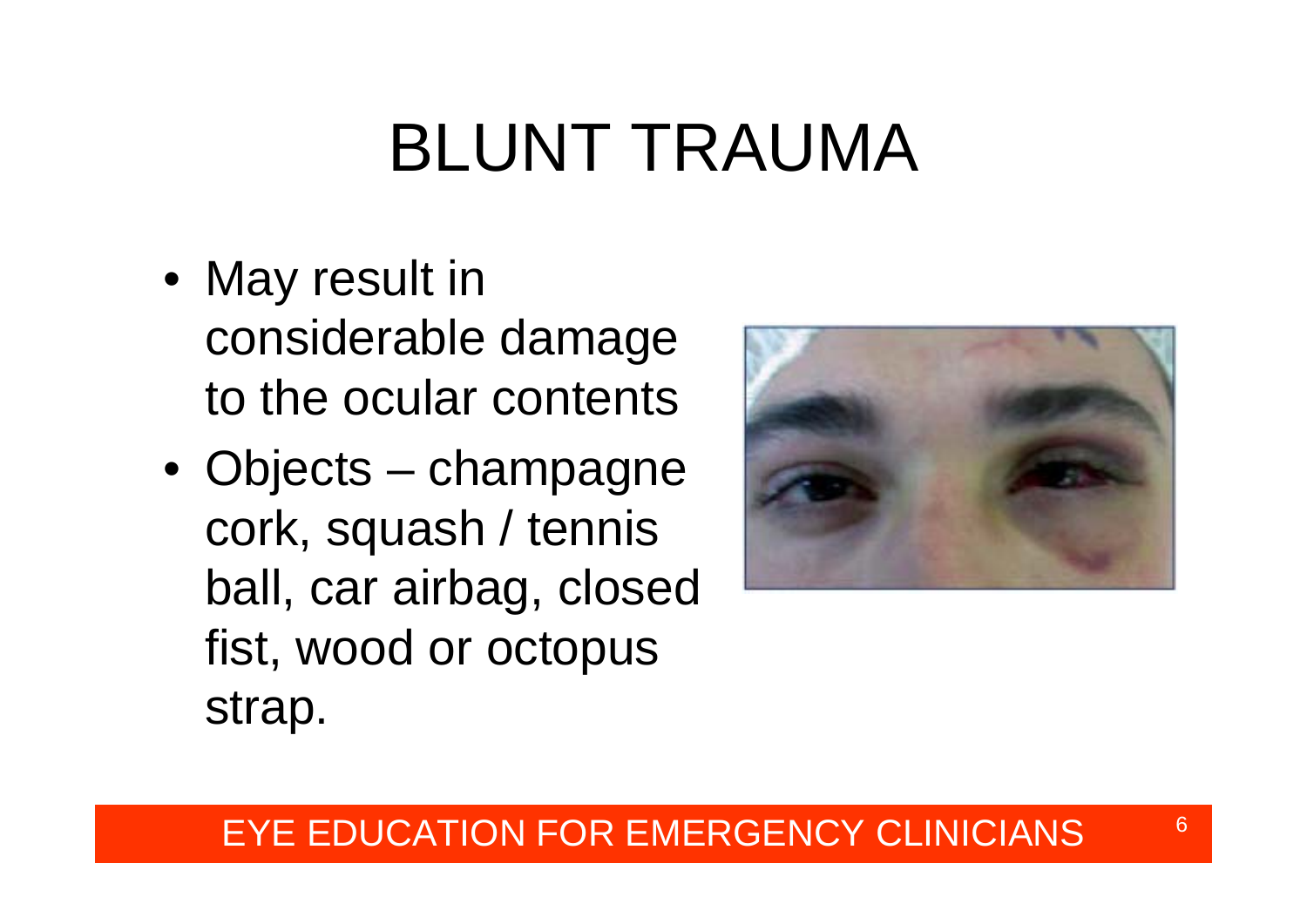# BLUNT TRAUMA

- May result in considerable damage to the ocular contents
- Objects – champagne cork, squash / tennis ball, car airbag, closed fist, wood or octopus strap.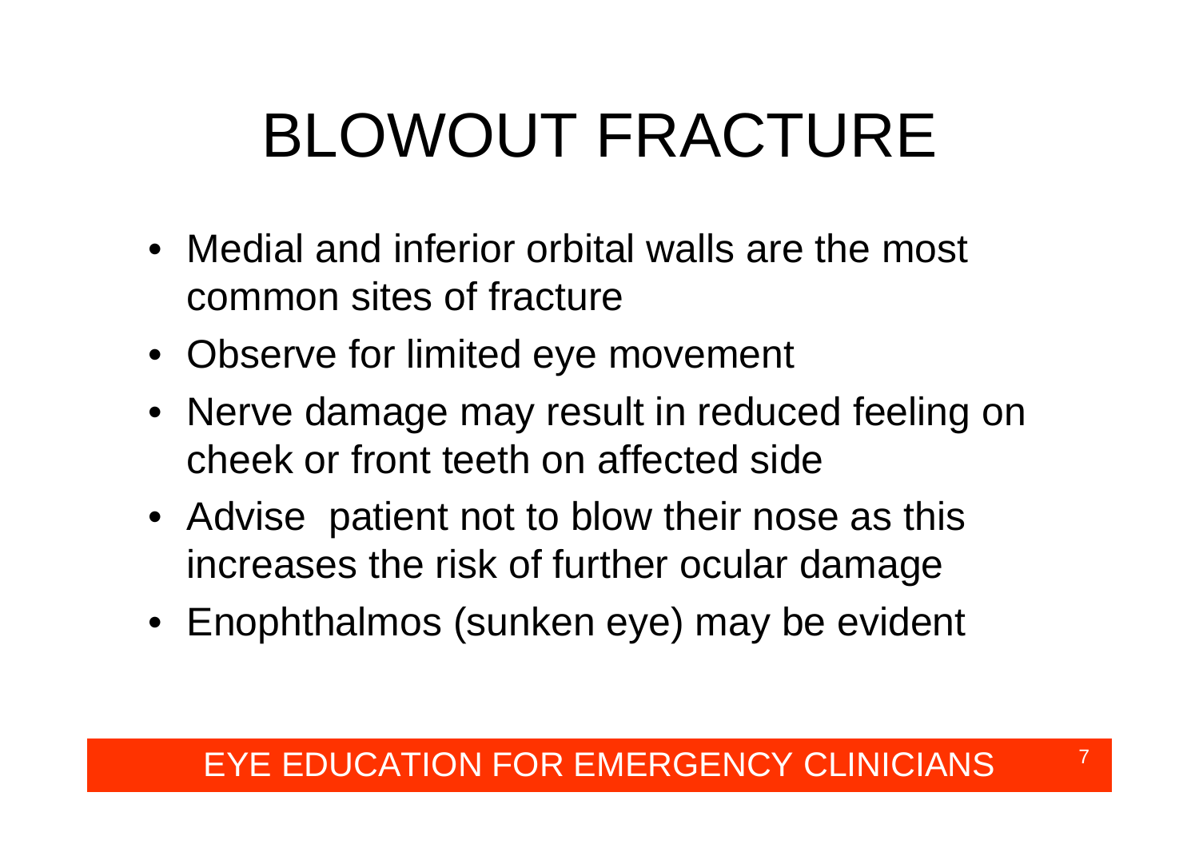# BLOWOUT FRACTURE

- Medial and inferior orbital walls are the most common sites of fracture
- Observe for limited eye movement
- Nerve damage may result in reduced feeling on cheek or front teeth on affected side
- Advise patient not to blow their nose as this increases the risk of further ocular damage
- Enophthalmos (sunken eye) may be evident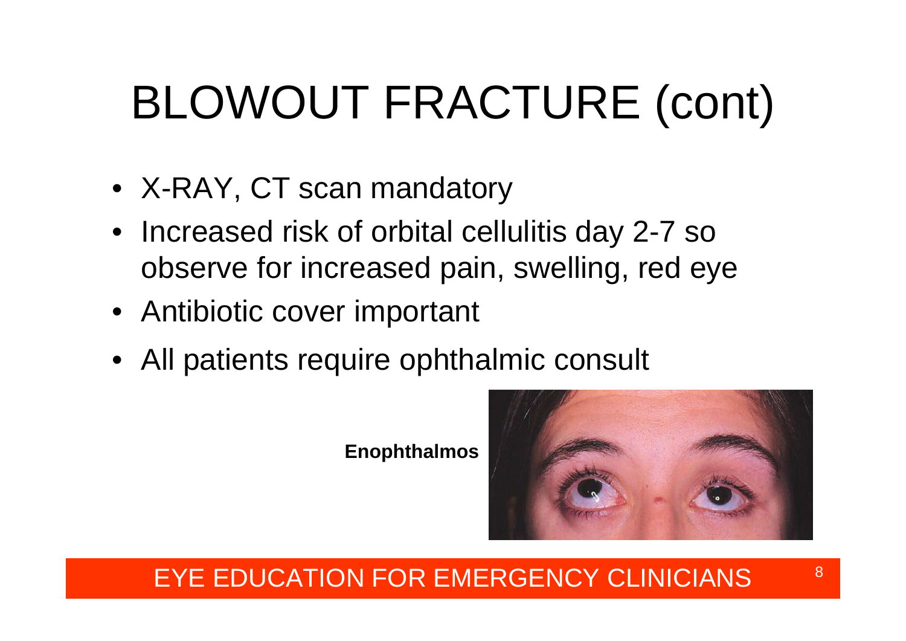# BLOWOUT FRACTURE (cont)

- X-RAY, CT scan mandatory
- Increased risk of orbital cellulitis day 2-7 so observe for increased pain, swelling, red eye
- Antibiotic cover important
- All patients require ophthalmic consult

**Enophthalmos**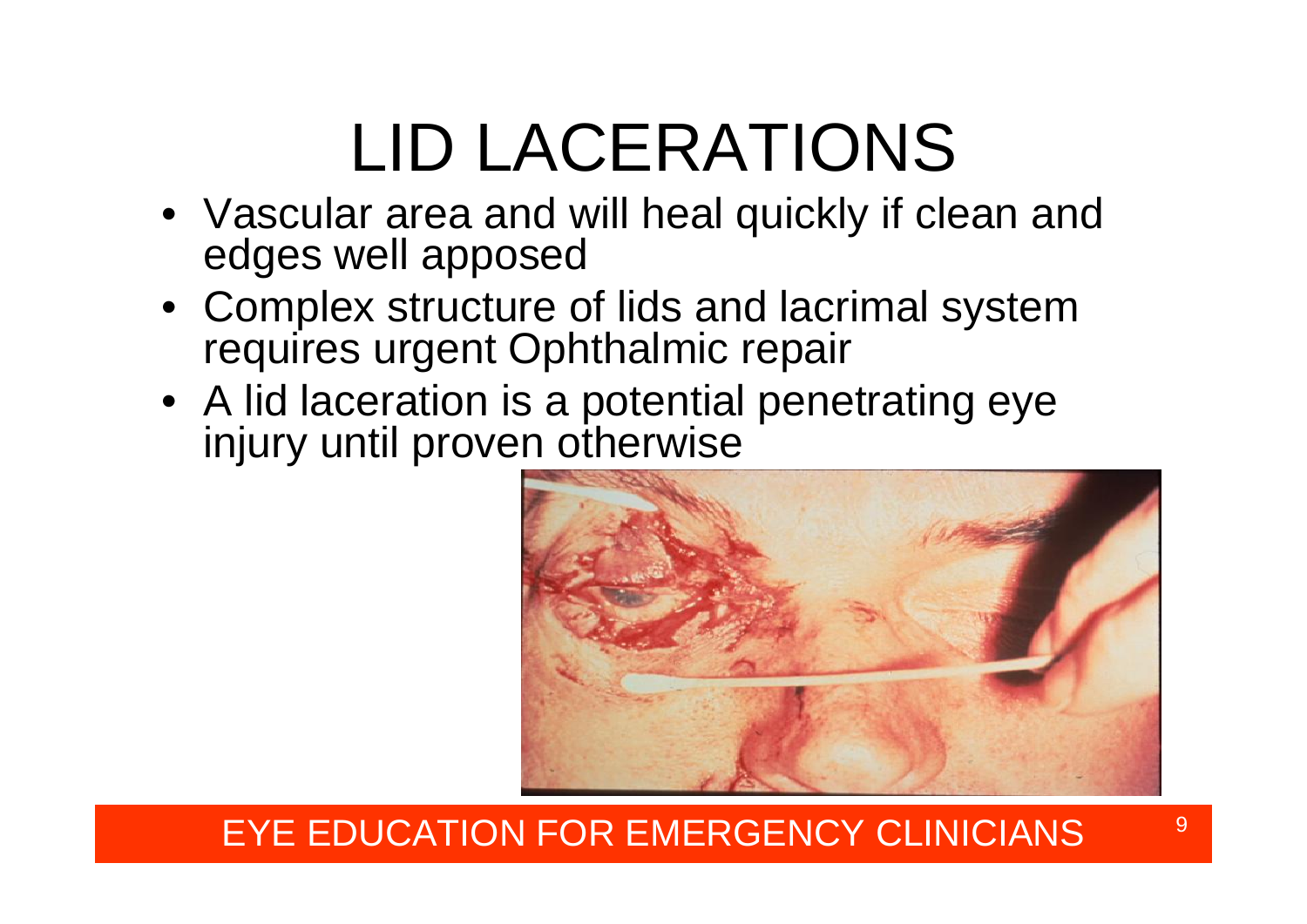# LID LACERATIONS

- Vascular area and will heal quickly if clean and edges well apposed
- Complex structure of lids and lacrimal system requires urgent Ophthalmic repair
- A lid laceration is a potential penetrating eye injury until proven otherwise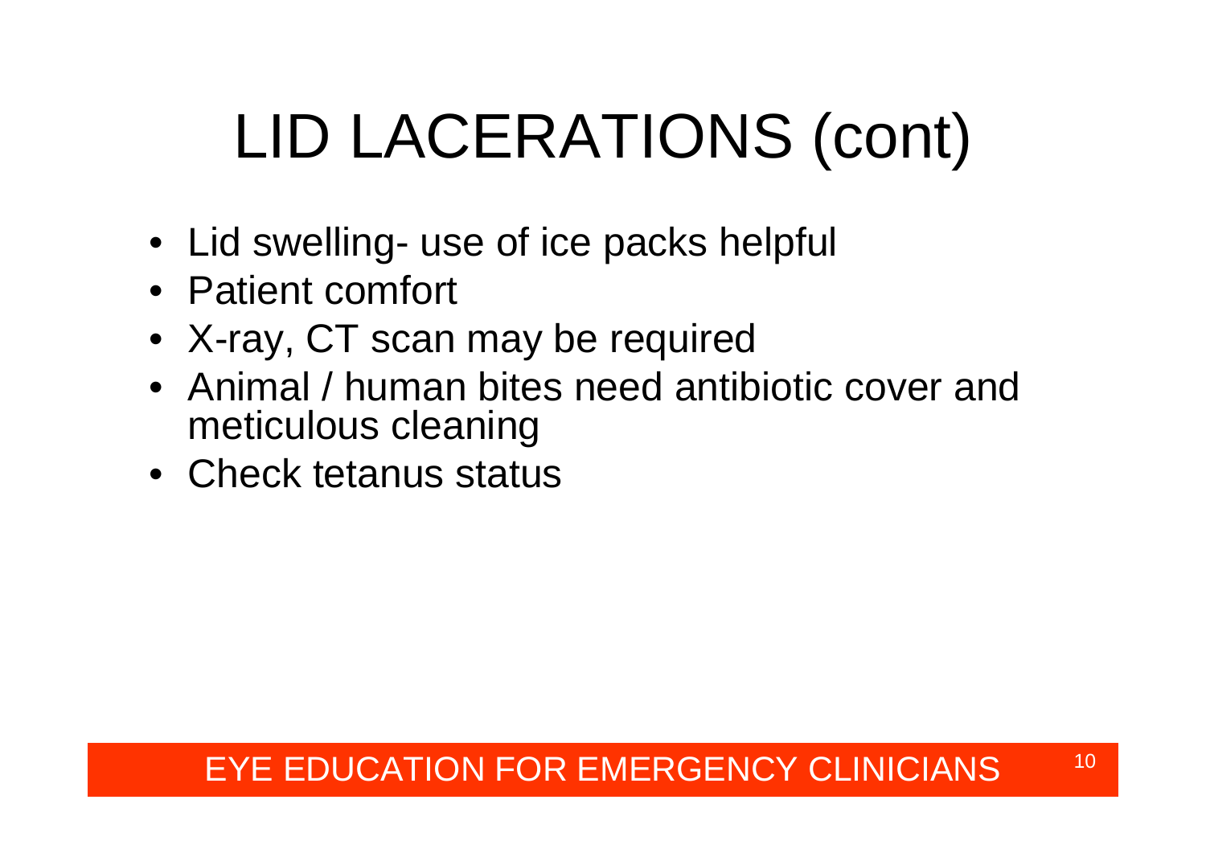# LID LACERATIONS (cont)

- Lid swelling- use of ice packs helpful
- Patient comfort
- X-ray, CT scan may be required
- Animal / human bites need antibiotic cover and meticulous cleaning
- Check tetanus status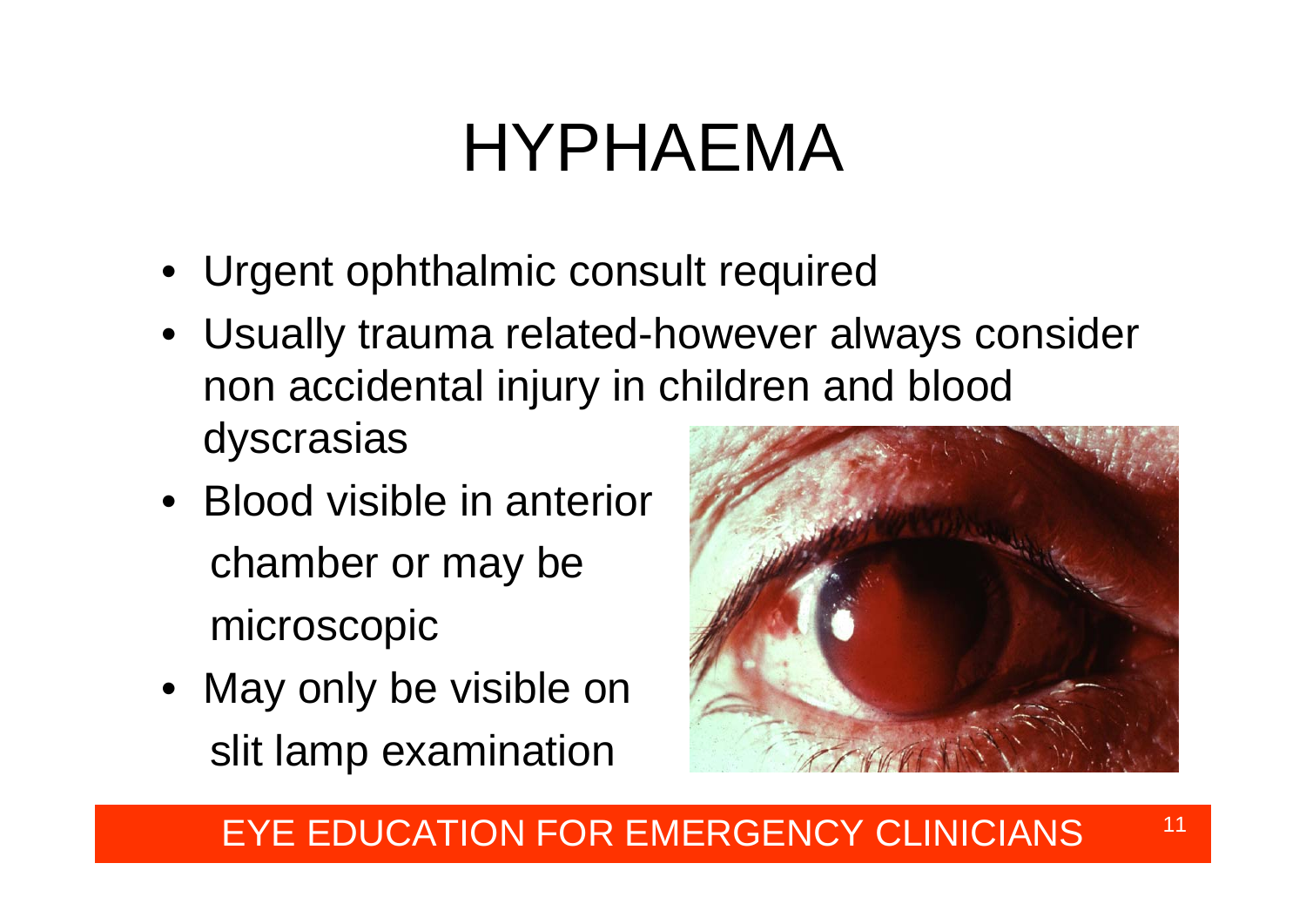# HYPHAEMA

- Urgent ophthalmic consult required
- Usually trauma related-however always consider non accidental injury in children and blood dyscrasias
- Blood visible in anterior chamber or may be microscopic
- May only be visible on slit lamp examination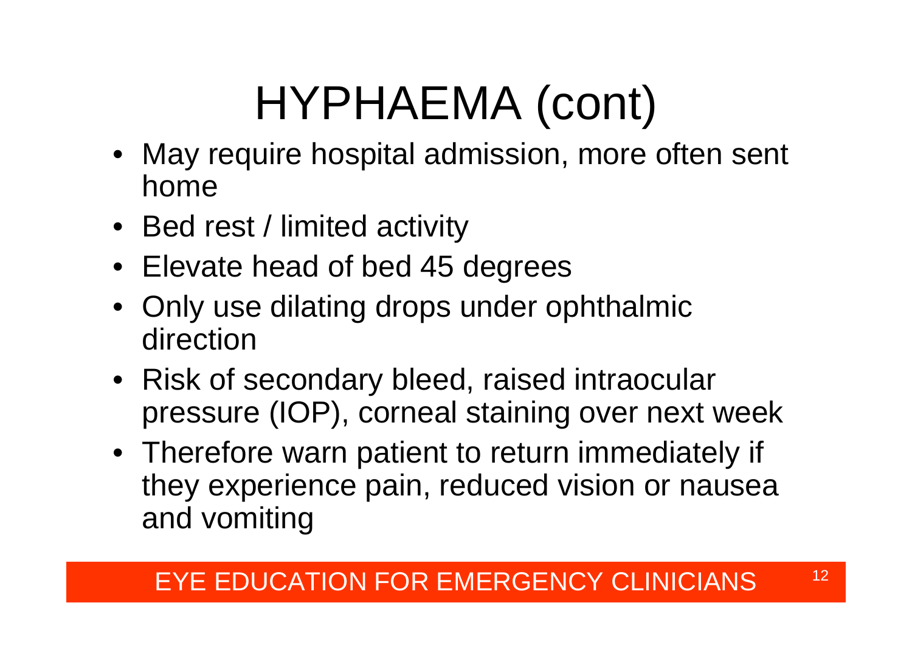# HYPHAEMA (cont)

- May require hospital admission, more often sent home
- Bed rest / limited activity
- Elevate head of bed 45 degrees
- Only use dilating drops under ophthalmic direction
- Risk of secondary bleed, raised intraocular pressure (IOP), corneal staining over next week
- Therefore warn patient to return immediately if they experience pain, reduced vision or nausea and vomiting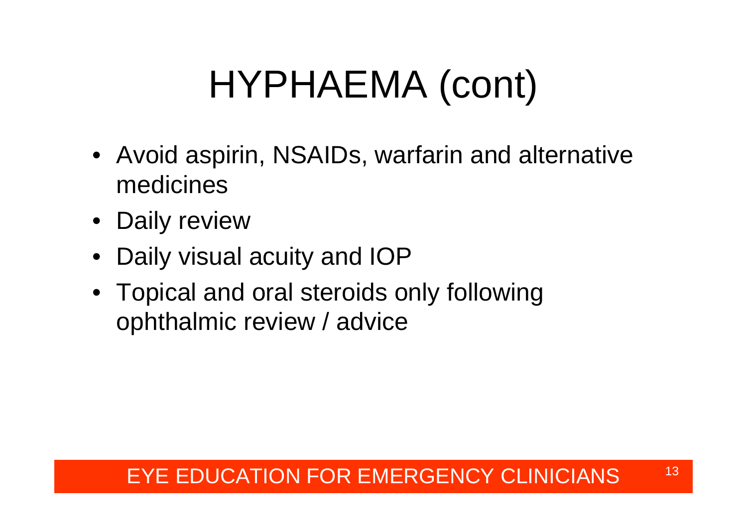# HYPHAEMA (cont)

- Avoid aspirin, NSAIDs, warfarin and alternative medicines
- Daily review
- Daily visual acuity and IOP
- Topical and oral steroids only following ophthalmic review / advice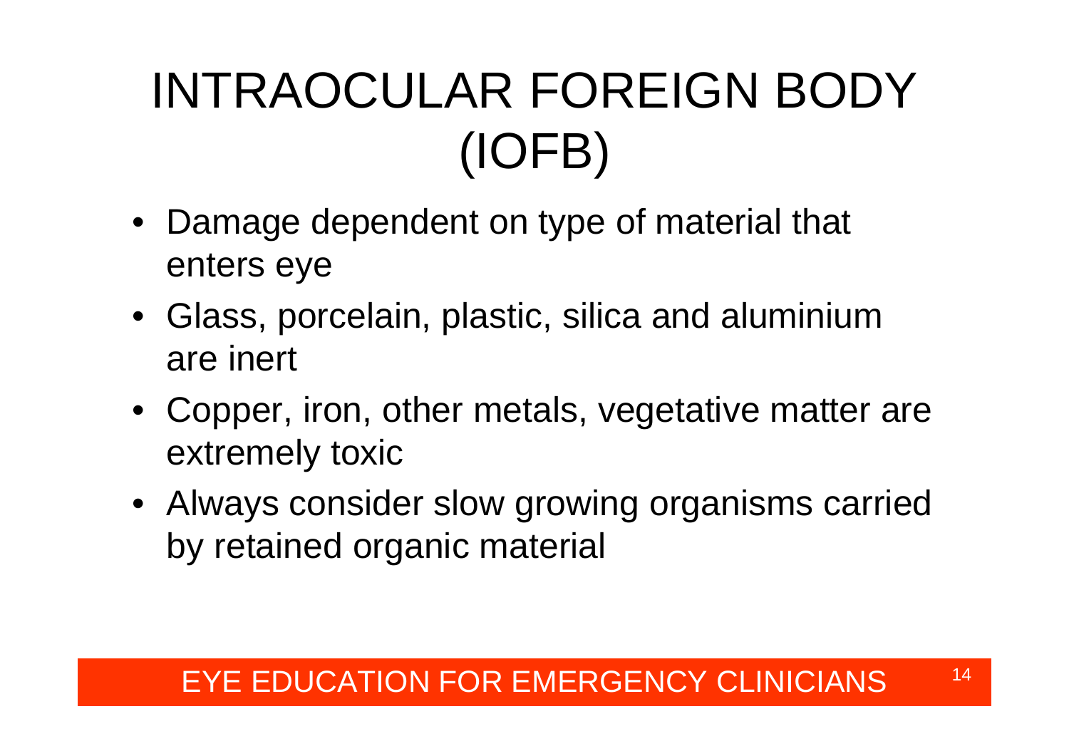# INTRAOCULAR FOREIGN BODY (IOFB)

- Damage dependent on type of material that enters eye
- Glass, porcelain, plastic, silica and aluminium are inert
- Copper, iron, other metals, vegetative matter are extremely toxic
- Always consider slow growing organisms carried by retained organic material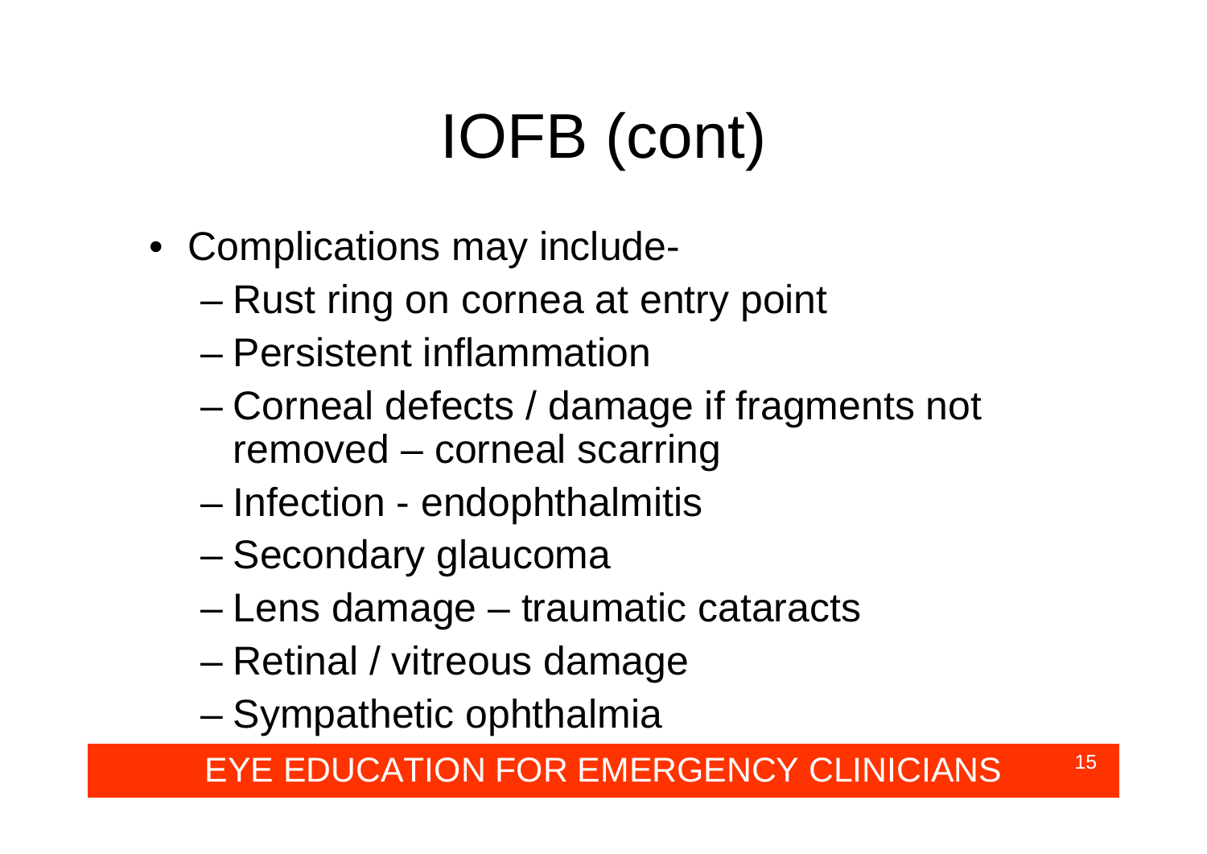# IOFB (cont)

- Complications may include-
  - Rust ring on cornea at entry point
  - Persistent inflammation
  - Corneal defects / damage if fragments not removed – corneal scarring
  - Infection - endophthalmitis
  - Secondary glaucoma
  - Lens damage – traumatic cataracts
  - Retinal / vitreous damage
  - Sympathetic ophthalmia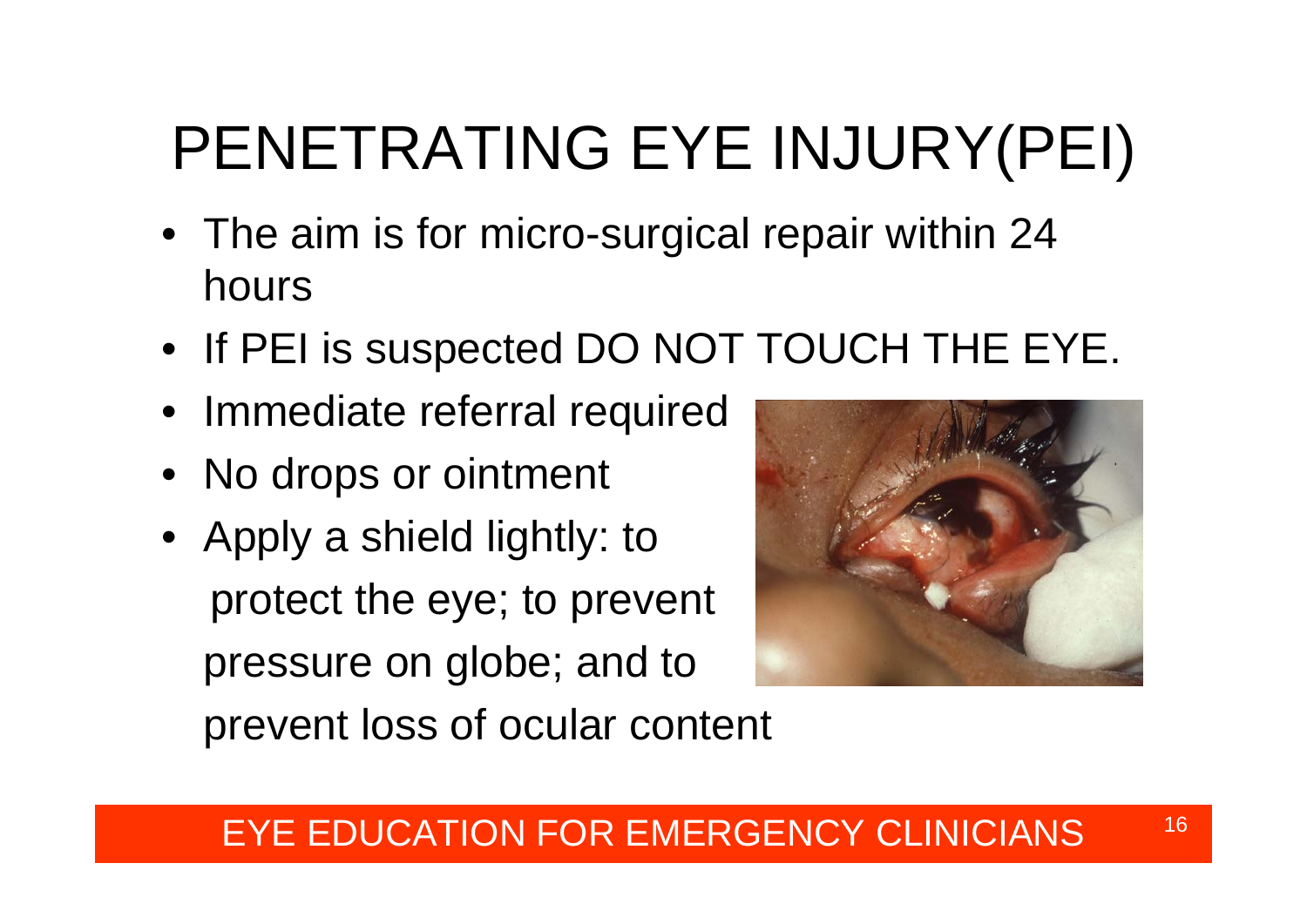# PENETRATING EYE INJURY(PEI)

- The aim is for micro-surgical repair within 24 hours
- If PEI is suspected DO NOT TOUCH THE EYE.
- Immediate referral required
- No drops or ointment
- Apply a shield lightly: to protect the eye; to prevent pressure on globe; and to prevent loss of ocular content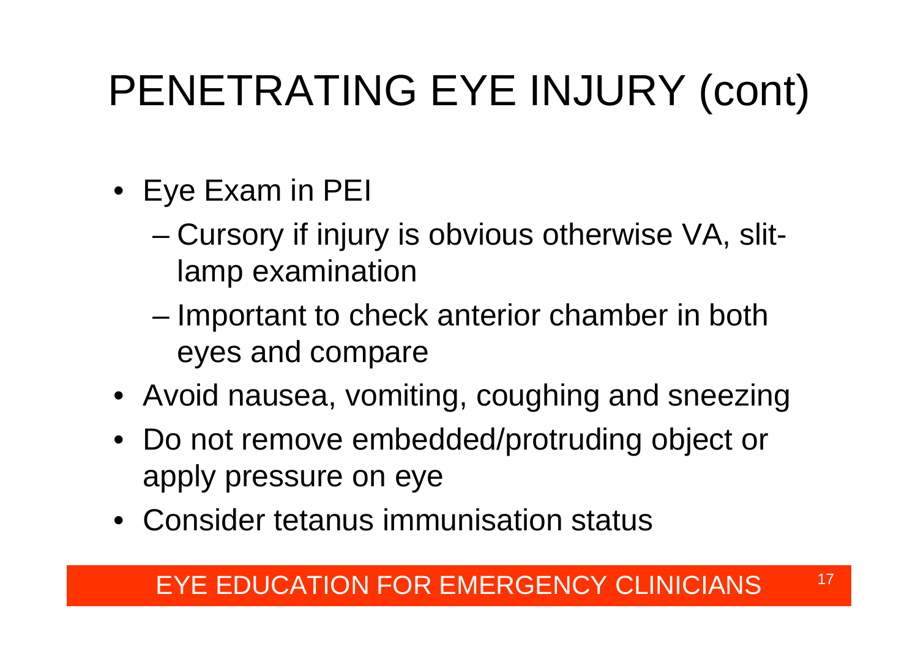# PENETRATING EYE INJURY (cont)

- Eye Exam in PEI
  - Cursory if injury is obvious otherwise VA, slit-lamp examination
  - Important to check anterior chamber in both eyes and compare
- Avoid nausea, vomiting, coughing and sneezing
- Do not remove embedded/protruding object or apply pressure on eye
- Consider tetanus immunisation status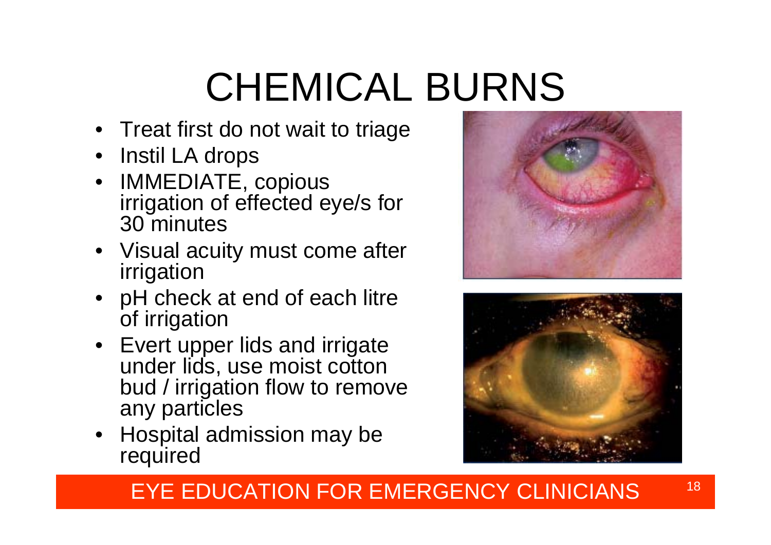# CHEMICAL BURNS

- Treat first do not wait to triage
- Instil LA drops
- IMMEDIATE, copious irrigation of effected eye/s for 30 minutes
- Visual acuity must come after irrigation
- pH check at end of each litre of irrigation
- Evert upper lids and irrigate under lids, use moist cotton bud / irrigation flow to remove any particles
- Hospital admission may be required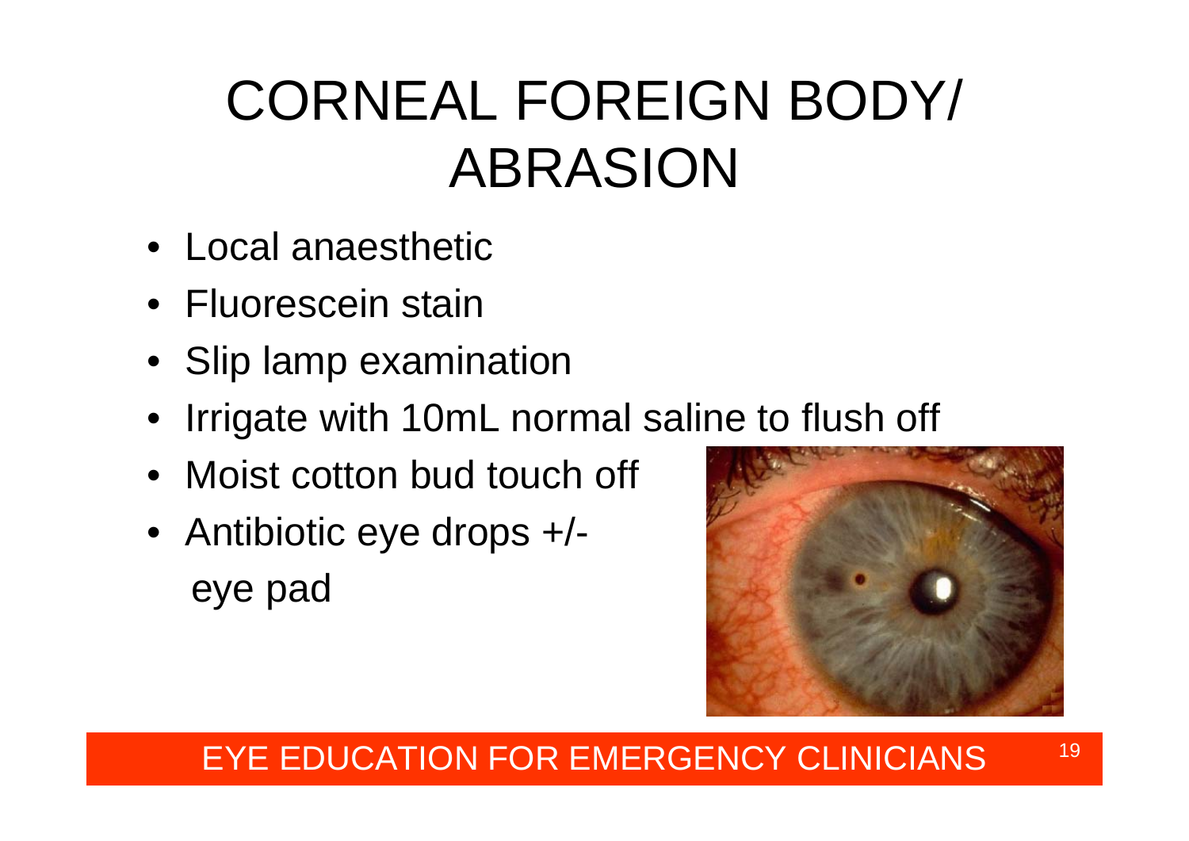# CORNEAL FOREIGN BODY/ ABRASION

- Local anaesthetic
- Fluorescein stain
- Slip lamp examination
- Irrigate with 10mL normal saline to flush off
- Moist cotton bud touch off
- Antibiotic eye drops +/- eye pad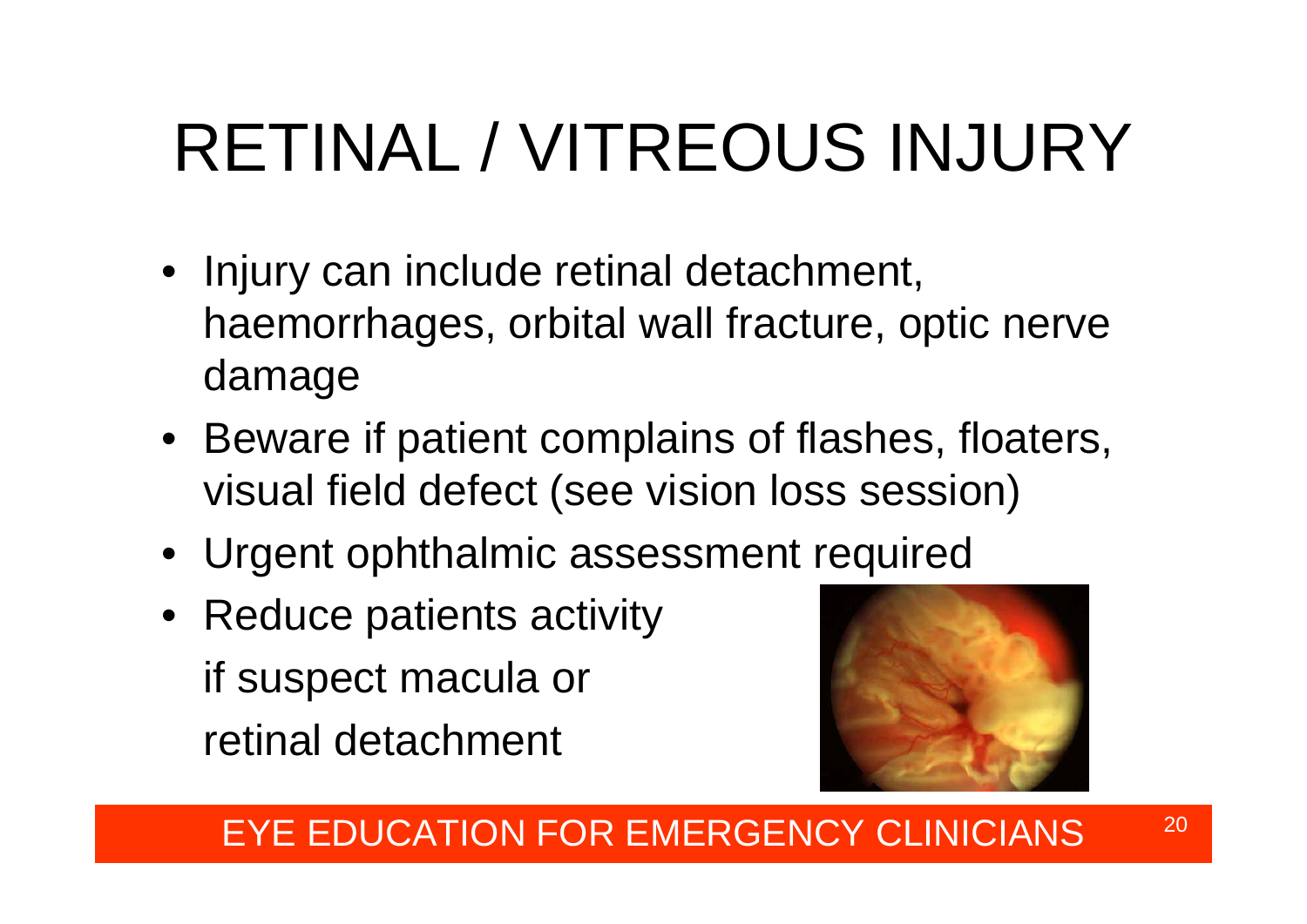# RETINAL / VITREOUS INJURY

- Injury can include retinal detachment, haemorrhages, orbital wall fracture, optic nerve damage
- Beware if patient complains of flashes, floaters, visual field defect (see vision loss session)
- Urgent ophthalmic assessment required
- Reduce patients activity if suspect macula or retinal detachment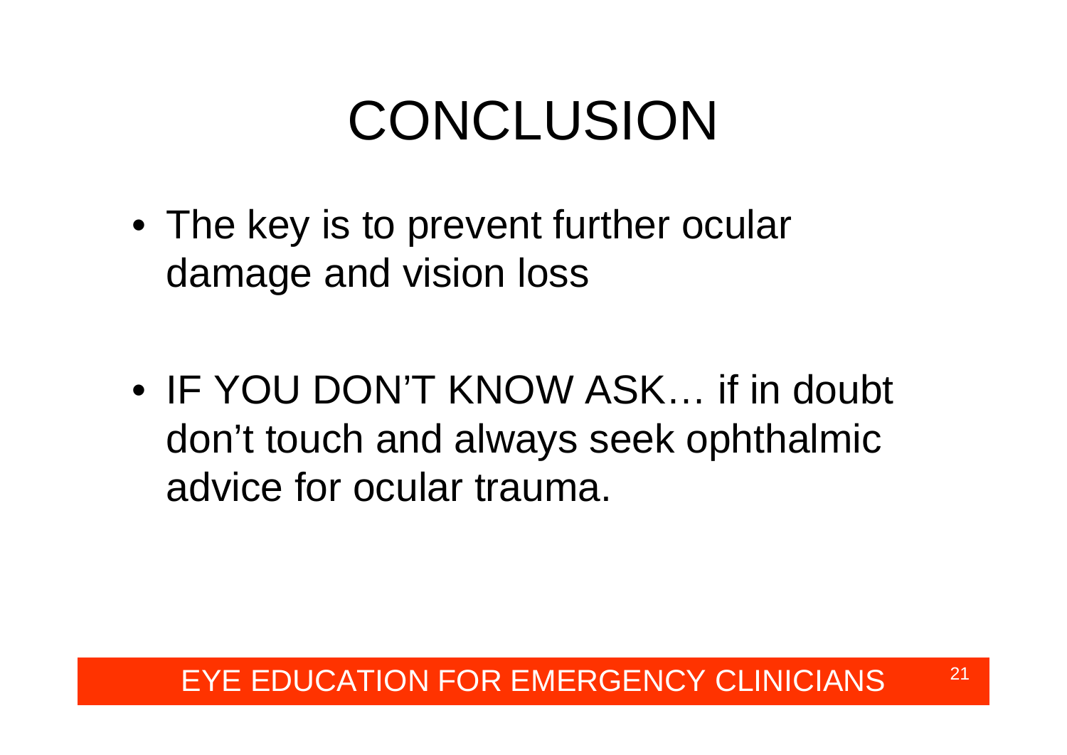# CONCLUSION

- The key is to prevent further ocular damage and vision loss

- IF YOU DON'T KNOW ASK… if in doubt don't touch and always seek ophthalmic advice for ocular trauma.